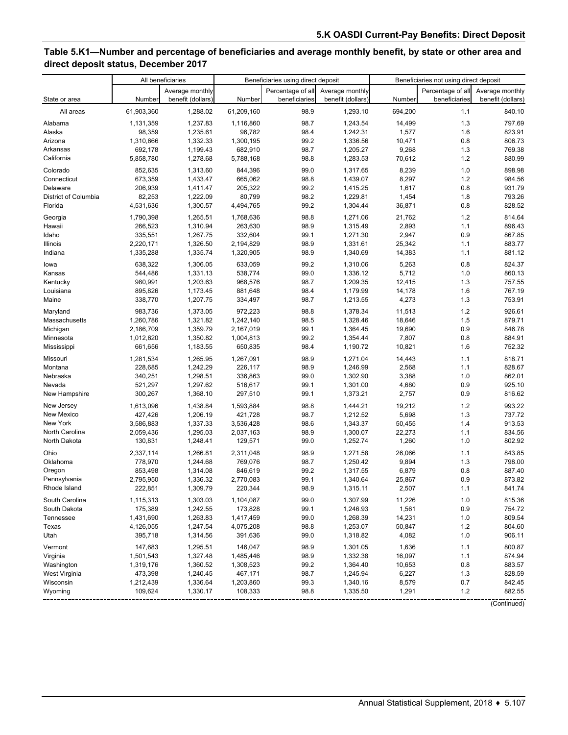## Table 5.K1—Number and percentage of beneficiaries and average monthly benefit, by state or other area and direct deposit status, December 2017

| State or area | All beneficiaries | | Beneficiaries using direct deposit | | | Beneficiaries not using direct deposit | | |
|---|---|---|---|---|---|---|---|---|
| | Number | Average monthly benefit (dollars) | Number | Percentage of all beneficiaries | Average monthly benefit (dollars) | Number | Percentage of all beneficiaries | Average monthly benefit (dollars) |
| All areas | 61,903,360 | 1,288.02 | 61,209,160 | 98.9 | 1,293.10 | 694,200 | 1.1 | 840.10 |
| Alabama | 1,131,359 | 1,237.83 | 1,116,860 | 98.7 | 1,243.54 | 14,499 | 1.3 | 797.69 |
| Alaska | 98,359 | 1,235.61 | 96,782 | 98.4 | 1,242.31 | 1,577 | 1.6 | 823.91 |
| Arizona | 1,310,666 | 1,332.33 | 1,300,195 | 99.2 | 1,336.56 | 10,471 | 0.8 | 806.73 |
| Arkansas | 692,178 | 1,199.43 | 682,910 | 98.7 | 1,205.27 | 9,268 | 1.3 | 769.38 |
| California | 5,858,780 | 1,278.68 | 5,788,168 | 98.8 | 1,283.53 | 70,612 | 1.2 | 880.99 |
| Colorado | 852,635 | 1,313.60 | 844,396 | 99.0 | 1,317.65 | 8,239 | 1.0 | 898.98 |
| Connecticut | 673,359 | 1,433.47 | 665,062 | 98.8 | 1,439.07 | 8,297 | 1.2 | 984.56 |
| Delaware | 206,939 | 1,411.47 | 205,322 | 99.2 | 1,415.25 | 1,617 | 0.8 | 931.79 |
| District of Columbia | 82,253 | 1,222.09 | 80,799 | 98.2 | 1,229.81 | 1,454 | 1.8 | 793.26 |
| Florida | 4,531,636 | 1,300.57 | 4,494,765 | 99.2 | 1,304.44 | 36,871 | 0.8 | 828.52 |
| Georgia | 1,790,398 | 1,265.51 | 1,768,636 | 98.8 | 1,271.06 | 21,762 | 1.2 | 814.64 |
| Hawaii | 266,523 | 1,310.94 | 263,630 | 98.9 | 1,315.49 | 2,893 | 1.1 | 896.43 |
| Idaho | 335,551 | 1,267.75 | 332,604 | 99.1 | 1,271.30 | 2,947 | 0.9 | 867.85 |
| Illinois | 2,220,171 | 1,326.50 | 2,194,829 | 98.9 | 1,331.61 | 25,342 | 1.1 | 883.77 |
| Indiana | 1,335,288 | 1,335.74 | 1,320,905 | 98.9 | 1,340.69 | 14,383 | 1.1 | 881.12 |
| Iowa | 638,322 | 1,306.05 | 633,059 | 99.2 | 1,310.06 | 5,263 | 0.8 | 824.37 |
| Kansas | 544,486 | 1,331.13 | 538,774 | 99.0 | 1,336.12 | 5,712 | 1.0 | 860.13 |
| Kentucky | 980,991 | 1,203.63 | 968,576 | 98.7 | 1,209.35 | 12,415 | 1.3 | 757.55 |
| Louisiana | 895,826 | 1,173.45 | 881,648 | 98.4 | 1,179.99 | 14,178 | 1.6 | 767.19 |
| Maine | 338,770 | 1,207.75 | 334,497 | 98.7 | 1,213.55 | 4,273 | 1.3 | 753.91 |
| Maryland | 983,736 | 1,373.05 | 972,223 | 98.8 | 1,378.34 | 11,513 | 1.2 | 926.61 |
| Massachusetts | 1,260,786 | 1,321.82 | 1,242,140 | 98.5 | 1,328.46 | 18,646 | 1.5 | 879.71 |
| Michigan | 2,186,709 | 1,359.79 | 2,167,019 | 99.1 | 1,364.45 | 19,690 | 0.9 | 846.78 |
| Minnesota | 1,012,620 | 1,350.82 | 1,004,813 | 99.2 | 1,354.44 | 7,807 | 0.8 | 884.91 |
| Mississippi | 661,656 | 1,183.55 | 650,835 | 98.4 | 1,190.72 | 10,821 | 1.6 | 752.32 |
| Missouri | 1,281,534 | 1,265.95 | 1,267,091 | 98.9 | 1,271.04 | 14,443 | 1.1 | 818.71 |
| Montana | 228,685 | 1,242.29 | 226,117 | 98.9 | 1,246.99 | 2,568 | 1.1 | 828.67 |
| Nebraska | 340,251 | 1,298.51 | 336,863 | 99.0 | 1,302.90 | 3,388 | 1.0 | 862.01 |
| Nevada | 521,297 | 1,297.62 | 516,617 | 99.1 | 1,301.00 | 4,680 | 0.9 | 925.10 |
| New Hampshire | 300,267 | 1,368.10 | 297,510 | 99.1 | 1,373.21 | 2,757 | 0.9 | 816.62 |
| New Jersey | 1,613,096 | 1,438.84 | 1,593,884 | 98.8 | 1,444.21 | 19,212 | 1.2 | 993.22 |
| New Mexico | 427,426 | 1,206.19 | 421,728 | 98.7 | 1,212.52 | 5,698 | 1.3 | 737.72 |
| New York | 3,586,883 | 1,337.33 | 3,536,428 | 98.6 | 1,343.37 | 50,455 | 1.4 | 913.53 |
| North Carolina | 2,059,436 | 1,295.03 | 2,037,163 | 98.9 | 1,300.07 | 22,273 | 1.1 | 834.56 |
| North Dakota | 130,831 | 1,248.41 | 129,571 | 99.0 | 1,252.74 | 1,260 | 1.0 | 802.92 |
| Ohio | 2,337,114 | 1,266.81 | 2,311,048 | 98.9 | 1,271.58 | 26,066 | 1.1 | 843.85 |
| Oklahoma | 778,970 | 1,244.68 | 769,076 | 98.7 | 1,250.42 | 9,894 | 1.3 | 798.00 |
| Oregon | 853,498 | 1,314.08 | 846,619 | 99.2 | 1,317.55 | 6,879 | 0.8 | 887.40 |
| Pennsylvania | 2,795,950 | 1,336.32 | 2,770,083 | 99.1 | 1,340.64 | 25,867 | 0.9 | 873.82 |
| Rhode Island | 222,851 | 1,309.79 | 220,344 | 98.9 | 1,315.11 | 2,507 | 1.1 | 841.74 |
| South Carolina | 1,115,313 | 1,303.03 | 1,104,087 | 99.0 | 1,307.99 | 11,226 | 1.0 | 815.36 |
| South Dakota | 175,389 | 1,242.55 | 173,828 | 99.1 | 1,246.93 | 1,561 | 0.9 | 754.72 |
| Tennessee | 1,431,690 | 1,263.83 | 1,417,459 | 99.0 | 1,268.39 | 14,231 | 1.0 | 809.54 |
| Texas | 4,126,055 | 1,247.54 | 4,075,208 | 98.8 | 1,253.07 | 50,847 | 1.2 | 804.60 |
| Utah | 395,718 | 1,314.56 | 391,636 | 99.0 | 1,318.82 | 4,082 | 1.0 | 906.11 |
| Vermont | 147,683 | 1,295.51 | 146,047 | 98.9 | 1,301.05 | 1,636 | 1.1 | 800.87 |
| Virginia | 1,501,543 | 1,327.48 | 1,485,446 | 98.9 | 1,332.38 | 16,097 | 1.1 | 874.94 |
| Washington | 1,319,176 | 1,360.52 | 1,308,523 | 99.2 | 1,364.40 | 10,653 | 0.8 | 883.57 |
| West Virginia | 473,398 | 1,240.45 | 467,171 | 98.7 | 1,245.94 | 6,227 | 1.3 | 828.59 |
| Wisconsin | 1,212,439 | 1,336.64 | 1,203,860 | 99.3 | 1,340.16 | 8,579 | 0.7 | 842.45 |
| Wyoming | 109,624 | 1,330.17 | 108,333 | 98.8 | 1,335.50 | 1,291 | 1.2 | 882.55 |

(Continued)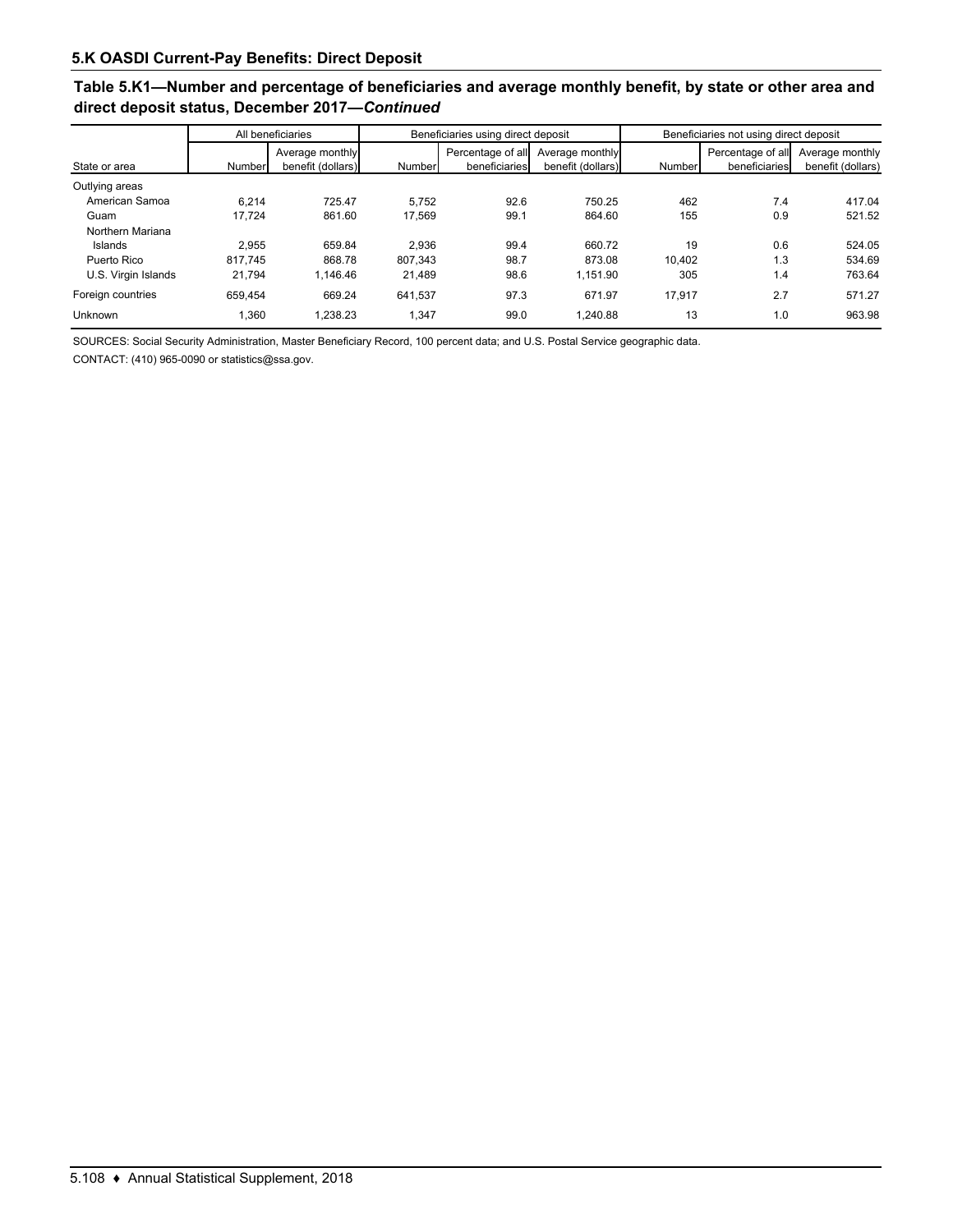## 5.K OASDI Current-Pay Benefits: Direct Deposit

### Table 5.K1—Number and percentage of beneficiaries and average monthly benefit, by state or other area and direct deposit status, December 2017—*Continued*

| State or area | All beneficiaries | | Beneficiaries using direct deposit | | | Beneficiaries not using direct deposit | | |
|---|---|---|---|---|---|---|---|---|
| | Number | Average monthly benefit (dollars) | Number | Percentage of all beneficiaries | Average monthly benefit (dollars) | Number | Percentage of all beneficiaries | Average monthly benefit (dollars) |
| Outlying areas | | | | | | | | |
| American Samoa | 6,214 | 725.47 | 5,752 | 92.6 | 750.25 | 462 | 7.4 | 417.04 |
| Guam | 17,724 | 861.60 | 17,569 | 99.1 | 864.60 | 155 | 0.9 | 521.52 |
| Northern Mariana Islands | 2,955 | 659.84 | 2,936 | 99.4 | 660.72 | 19 | 0.6 | 524.05 |
| Puerto Rico | 817,745 | 868.78 | 807,343 | 98.7 | 873.08 | 10,402 | 1.3 | 534.69 |
| U.S. Virgin Islands | 21,794 | 1,146.46 | 21,489 | 98.6 | 1,151.90 | 305 | 1.4 | 763.64 |
| Foreign countries | 659,454 | 669.24 | 641,537 | 97.3 | 671.97 | 17,917 | 2.7 | 571.27 |
| Unknown | 1,360 | 1,238.23 | 1,347 | 99.0 | 1,240.88 | 13 | 1.0 | 963.98 |

SOURCES: Social Security Administration, Master Beneficiary Record, 100 percent data; and U.S. Postal Service geographic data.

CONTACT: (410) 965-0090 or statistics@ssa.gov.